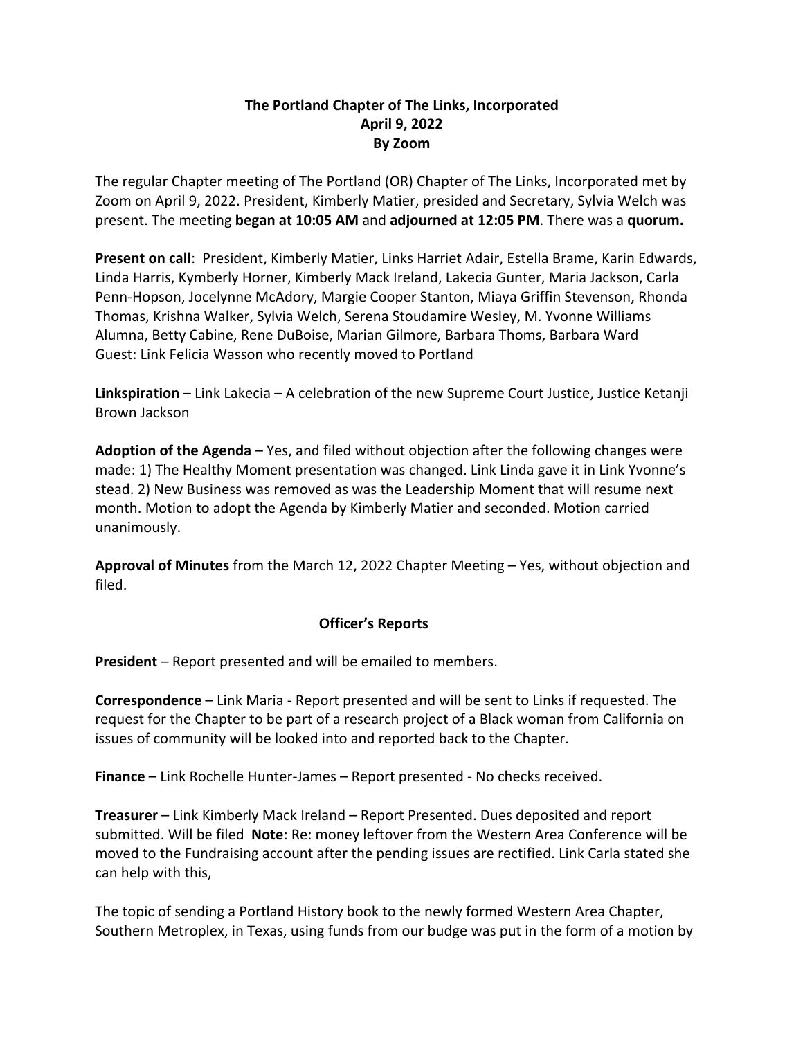**The Portland Chapter of The Links, Incorporated**
**April 9, 2022**
**By Zoom**

The regular Chapter meeting of The Portland (OR) Chapter of The Links, Incorporated met by Zoom on April 9, 2022. President, Kimberly Matier, presided and Secretary, Sylvia Welch was present. The meeting **began at 10:05 AM** and **adjourned at 12:05 PM**. There was a **quorum.**

**Present on call**: President, Kimberly Matier, Links Harriet Adair, Estella Brame, Karin Edwards, Linda Harris, Kymberly Horner, Kimberly Mack Ireland, Lakecia Gunter, Maria Jackson, Carla Penn-Hopson, Jocelynne McAdory, Margie Cooper Stanton, Miaya Griffin Stevenson, Rhonda Thomas, Krishna Walker, Sylvia Welch, Serena Stoudamire Wesley, M. Yvonne Williams
Alumna, Betty Cabine, Rene DuBoise, Marian Gilmore, Barbara Thoms, Barbara Ward
Guest: Link Felicia Wasson who recently moved to Portland

**Linkspiration** – Link Lakecia – A celebration of the new Supreme Court Justice, Justice Ketanji Brown Jackson

**Adoption of the Agenda** – Yes, and filed without objection after the following changes were made: 1) The Healthy Moment presentation was changed. Link Linda gave it in Link Yvonne's stead. 2) New Business was removed as was the Leadership Moment that will resume next month. Motion to adopt the Agenda by Kimberly Matier and seconded. Motion carried unanimously.

**Approval of Minutes** from the March 12, 2022 Chapter Meeting – Yes, without objection and filed.

**Officer's Reports**

**President** – Report presented and will be emailed to members.

**Correspondence** – Link Maria - Report presented and will be sent to Links if requested. The request for the Chapter to be part of a research project of a Black woman from California on issues of community will be looked into and reported back to the Chapter.

**Finance** – Link Rochelle Hunter-James – Report presented - No checks received.

**Treasurer** – Link Kimberly Mack Ireland – Report Presented. Dues deposited and report submitted. Will be filed **Note**: Re: money leftover from the Western Area Conference will be moved to the Fundraising account after the pending issues are rectified. Link Carla stated she can help with this,

The topic of sending a Portland History book to the newly formed Western Area Chapter, Southern Metroplex, in Texas, using funds from our budge was put in the form of a <u>motion by</u>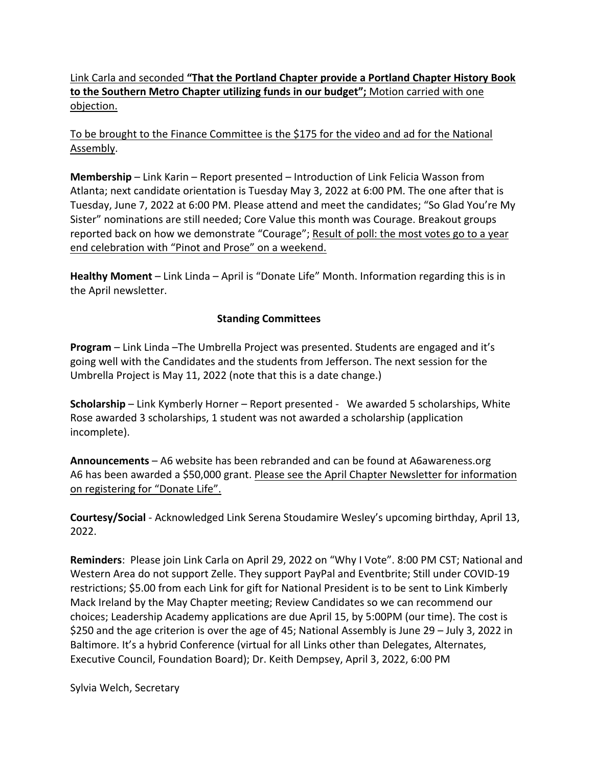Link Carla and seconded **"That the Portland Chapter provide a Portland Chapter History Book to the Southern Metro Chapter utilizing funds in our budget";** Motion carried with one objection.

To be brought to the Finance Committee is the $175 for the video and ad for the National Assembly.

**Membership** – Link Karin – Report presented – Introduction of Link Felicia Wasson from Atlanta; next candidate orientation is Tuesday May 3, 2022 at 6:00 PM. The one after that is Tuesday, June 7, 2022 at 6:00 PM. Please attend and meet the candidates; "So Glad You're My Sister" nominations are still needed; Core Value this month was Courage. Breakout groups reported back on how we demonstrate "Courage"; Result of poll: the most votes go to a year end celebration with "Pinot and Prose" on a weekend.

**Healthy Moment** – Link Linda – April is "Donate Life" Month. Information regarding this is in the April newsletter.

**Standing Committees**

**Program** – Link Linda –The Umbrella Project was presented. Students are engaged and it's going well with the Candidates and the students from Jefferson. The next session for the Umbrella Project is May 11, 2022 (note that this is a date change.)

**Scholarship** – Link Kymberly Horner – Report presented - We awarded 5 scholarships, White Rose awarded 3 scholarships, 1 student was not awarded a scholarship (application incomplete).

**Announcements** – A6 website has been rebranded and can be found at A6awareness.org
A6 has been awarded a $50,000 grant. Please see the April Chapter Newsletter for information on registering for "Donate Life".

**Courtesy/Social** - Acknowledged Link Serena Stoudamire Wesley's upcoming birthday, April 13, 2022.

**Reminders**: Please join Link Carla on April 29, 2022 on "Why I Vote". 8:00 PM CST; National and Western Area do not support Zelle. They support PayPal and Eventbrite; Still under COVID-19 restrictions; $5.00 from each Link for gift for National President is to be sent to Link Kimberly Mack Ireland by the May Chapter meeting; Review Candidates so we can recommend our choices; Leadership Academy applications are due April 15, by 5:00PM (our time). The cost is $250 and the age criterion is over the age of 45; National Assembly is June 29 – July 3, 2022 in Baltimore. It's a hybrid Conference (virtual for all Links other than Delegates, Alternates, Executive Council, Foundation Board); Dr. Keith Dempsey, April 3, 2022, 6:00 PM

Sylvia Welch, Secretary